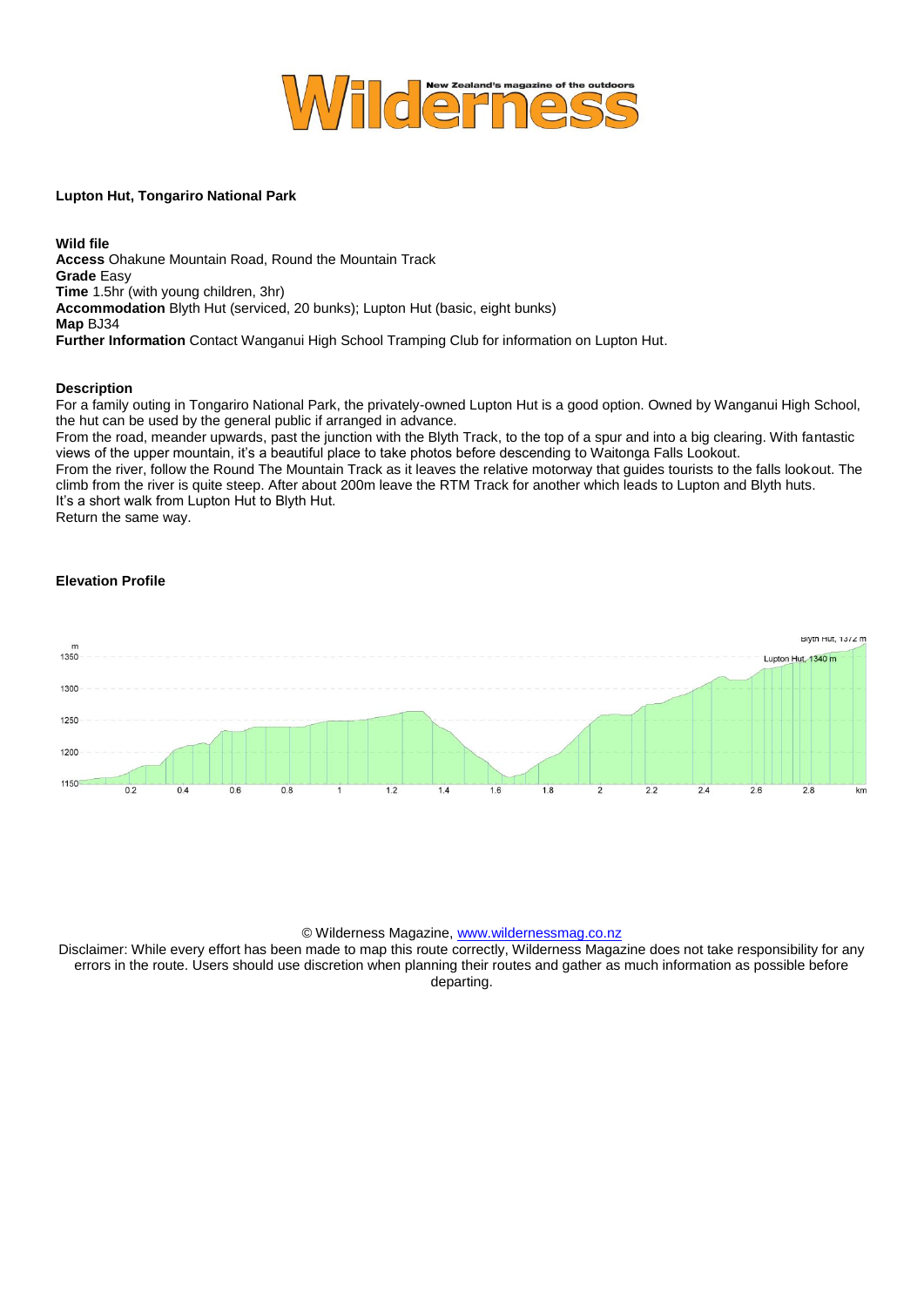# Lupton Hut, Tongariro National Park

**Wild file**
**Access** Ohakune Mountain Road, Round the Mountain Track
**Grade** Easy
**Time** 1.5hr (with young children, 3hr)
**Accommodation** Blyth Hut (serviced, 20 bunks); Lupton Hut (basic, eight bunks)
**Map** BJ34
**Further Information** Contact Wanganui High School Tramping Club for information on Lupton Hut.

**Description**

For a family outing in Tongariro National Park, the privately-owned Lupton Hut is a good option. Owned by Wanganui High School, the hut can be used by the general public if arranged in advance.

From the road, meander upwards, past the junction with the Blyth Track, to the top of a spur and into a big clearing. With fantastic views of the upper mountain, it's a beautiful place to take photos before descending to Waitonga Falls Lookout.

From the river, follow the Round The Mountain Track as it leaves the relative motorway that guides tourists to the falls lookout. The climb from the river is quite steep. After about 200m leave the RTM Track for another which leads to Lupton and Blyth huts.

It's a short walk from Lupton Hut to Blyth Hut.

Return the same way.

**Elevation Profile**

Blyth Hut, 1372 m
Lupton Hut, 1340 m

© Wilderness Magazine, www.wildernessmag.co.nz

Disclaimer: While every effort has been made to map this route correctly, Wilderness Magazine does not take responsibility for any errors in the route. Users should use discretion when planning their routes and gather as much information as possible before departing.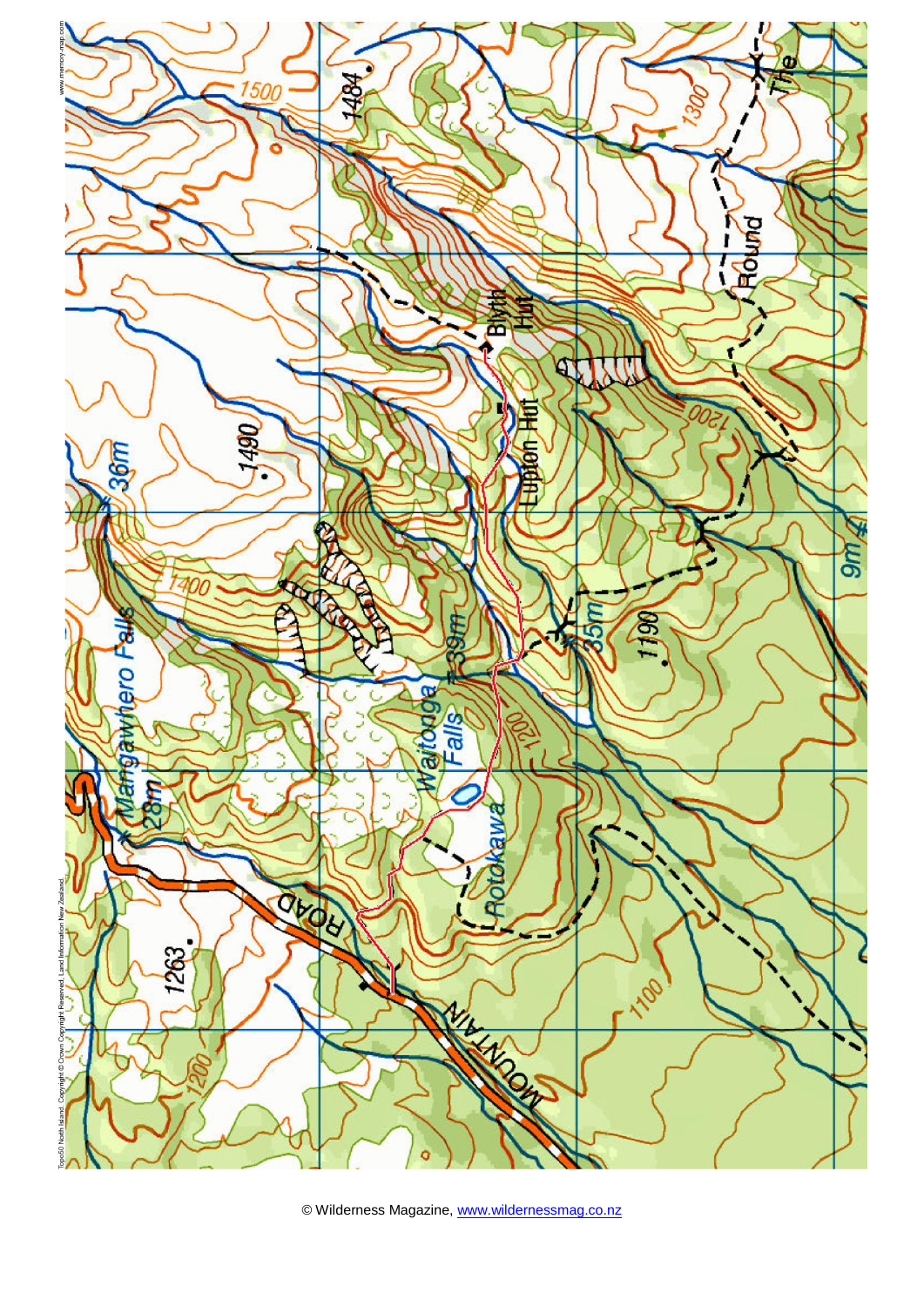Topo50 North Island. Copyright © Crown Copyright Reserved, Land Information New Zealand. www.memory-map.com

1500
1484
1300
The
Round
Blyth Hut
Lupton Hut
1200
1490
36m
9m
1400
Mangawhero Falls
28m
39m
35m
1190
Waitonga Falls
1200
Rotokawa
ROAD
MOUNTAIN
1263
1100
1200

© Wilderness Magazine, www.wildernessmag.co.nz